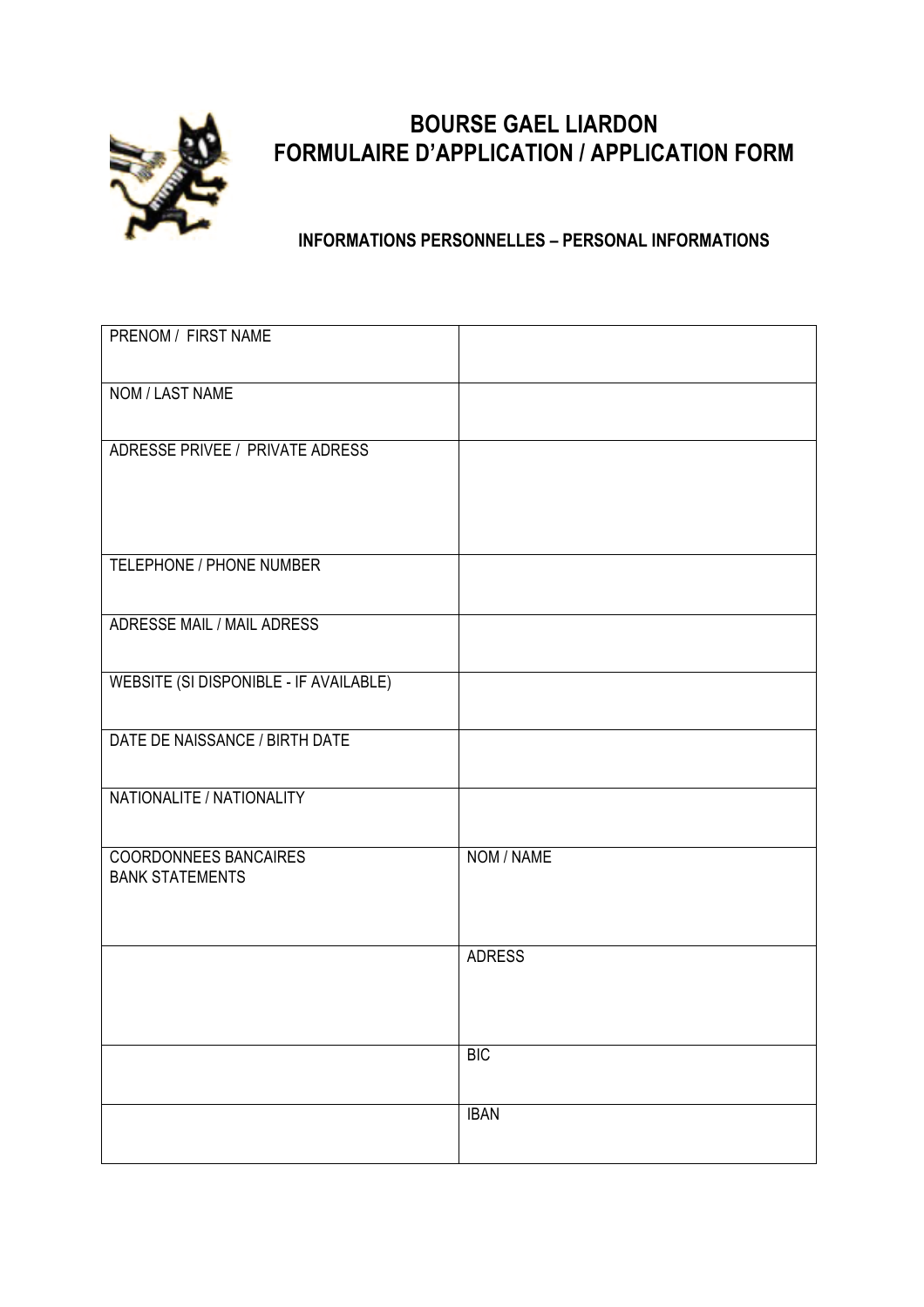# BOURSE GAEL LIARDON
# FORMULAIRE D'APPLICATION / APPLICATION FORM

### INFORMATIONS PERSONNELLES – PERSONAL INFORMATIONS

| | |
|---|---|
| PRENOM / FIRST NAME | |
| NOM / LAST NAME | |
| ADRESSE PRIVEE / PRIVATE ADRESS | |
| TELEPHONE / PHONE NUMBER | |
| ADRESSE MAIL / MAIL ADRESS | |
| WEBSITE (SI DISPONIBLE - IF AVAILABLE) | |
| DATE DE NAISSANCE / BIRTH DATE | |
| NATIONALITE / NATIONALITY | |
| COORDONNEES BANCAIRES<br>BANK STATEMENTS | NOM / NAME |
| | ADRESS |
| | BIC |
| | IBAN |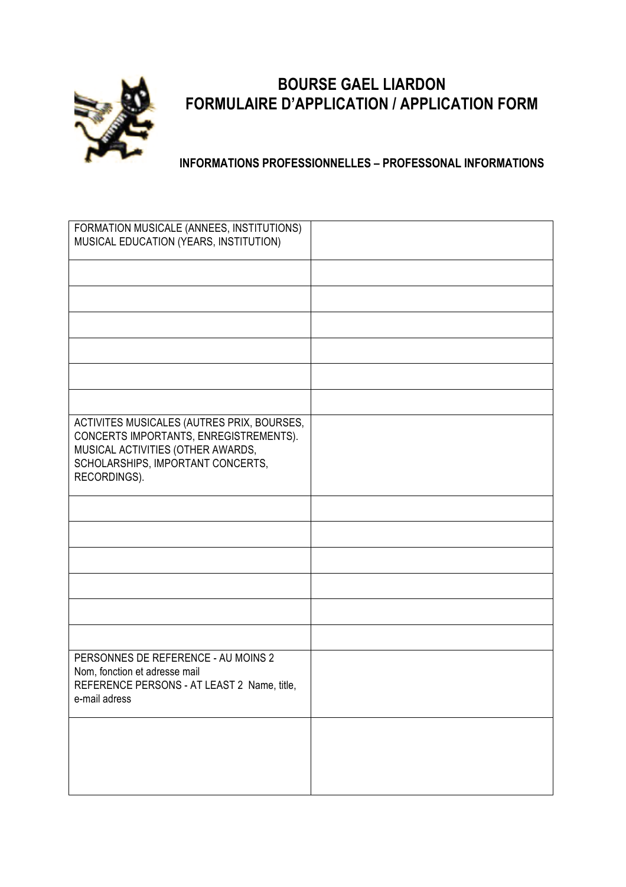# BOURSE GAEL LIARDON
# FORMULAIRE D'APPLICATION / APPLICATION FORM

### INFORMATIONS PROFESSIONNELLES – PROFESSONAL INFORMATIONS

| | |
|---|---|
| FORMATION MUSICALE (ANNEES, INSTITUTIONS) MUSICAL EDUCATION (YEARS, INSTITUTION) | |
| | |
| | |
| | |
| | |
| | |
| | |
| ACTIVITES MUSICALES (AUTRES PRIX, BOURSES, CONCERTS IMPORTANTS, ENREGISTREMENTS). MUSICAL ACTIVITIES (OTHER AWARDS, SCHOLARSHIPS, IMPORTANT CONCERTS, RECORDINGS). | |
| | |
| | |
| | |
| | |
| | |
| | |
| PERSONNES DE REFERENCE - AU MOINS 2 Nom, fonction et adresse mail REFERENCE PERSONS - AT LEAST 2 Name, title, e-mail adress | |
| | |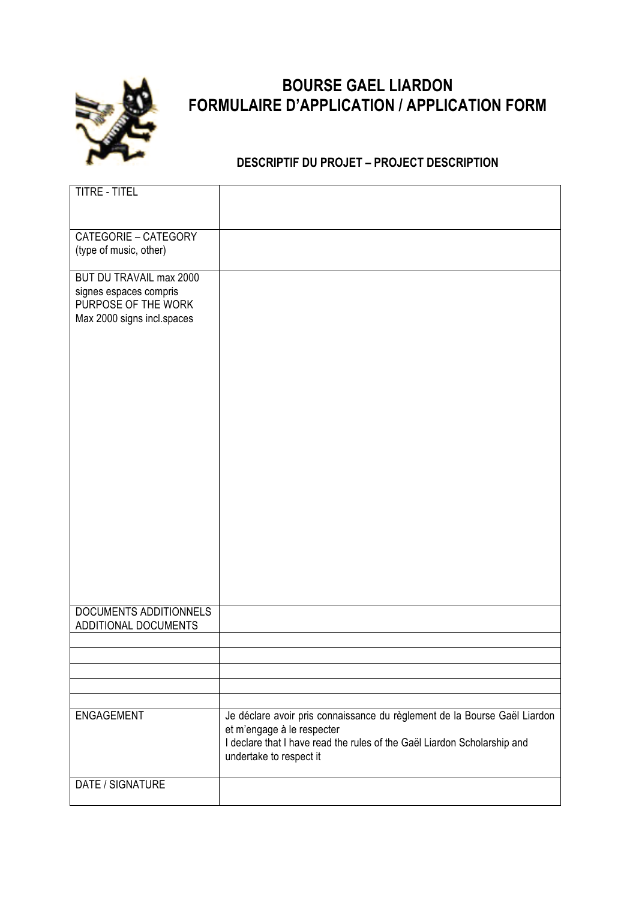# BOURSE GAEL LIARDON
# FORMULAIRE D'APPLICATION / APPLICATION FORM

### DESCRIPTIF DU PROJET – PROJECT DESCRIPTION

| | |
|---|---|
| TITRE - TITEL | |
| CATEGORIE – CATEGORY (type of music, other) | |
| BUT DU TRAVAIL max 2000 signes espaces compris PURPOSE OF THE WORK Max 2000 signs incl.spaces | |
| DOCUMENTS ADDITIONNELS ADDITIONAL DOCUMENTS | |
| | |
| | |
| | |
| | |
| | |
| ENGAGEMENT | Je déclare avoir pris connaissance du règlement de la Bourse Gaël Liardon et m'engage à le respecter<br>I declare that I have read the rules of the Gaël Liardon Scholarship and undertake to respect it |
| DATE / SIGNATURE | |